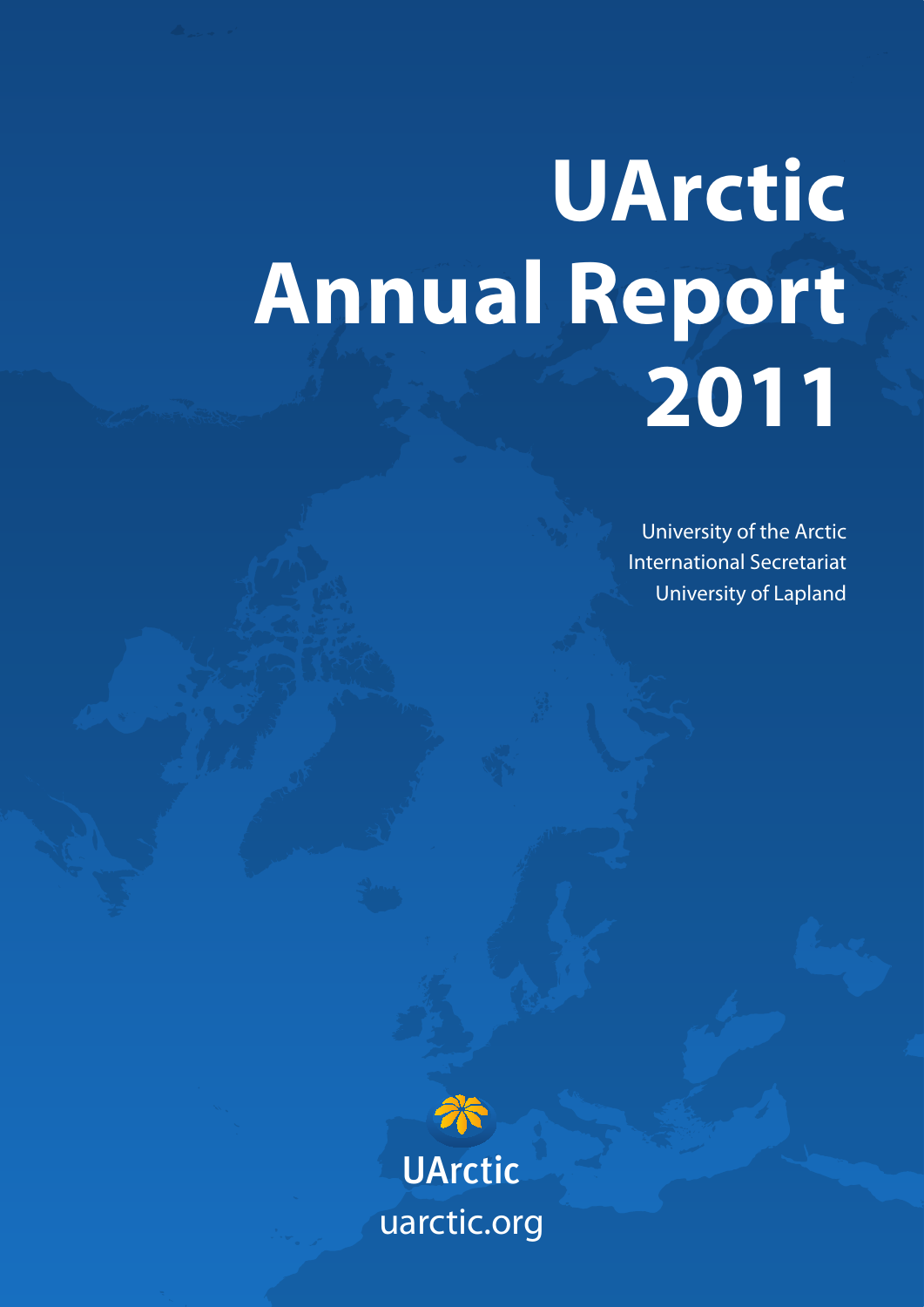# UArctic Annual Report 2011

University of the Arctic
International Secretariat
University of Lapland

UArctic
uarctic.org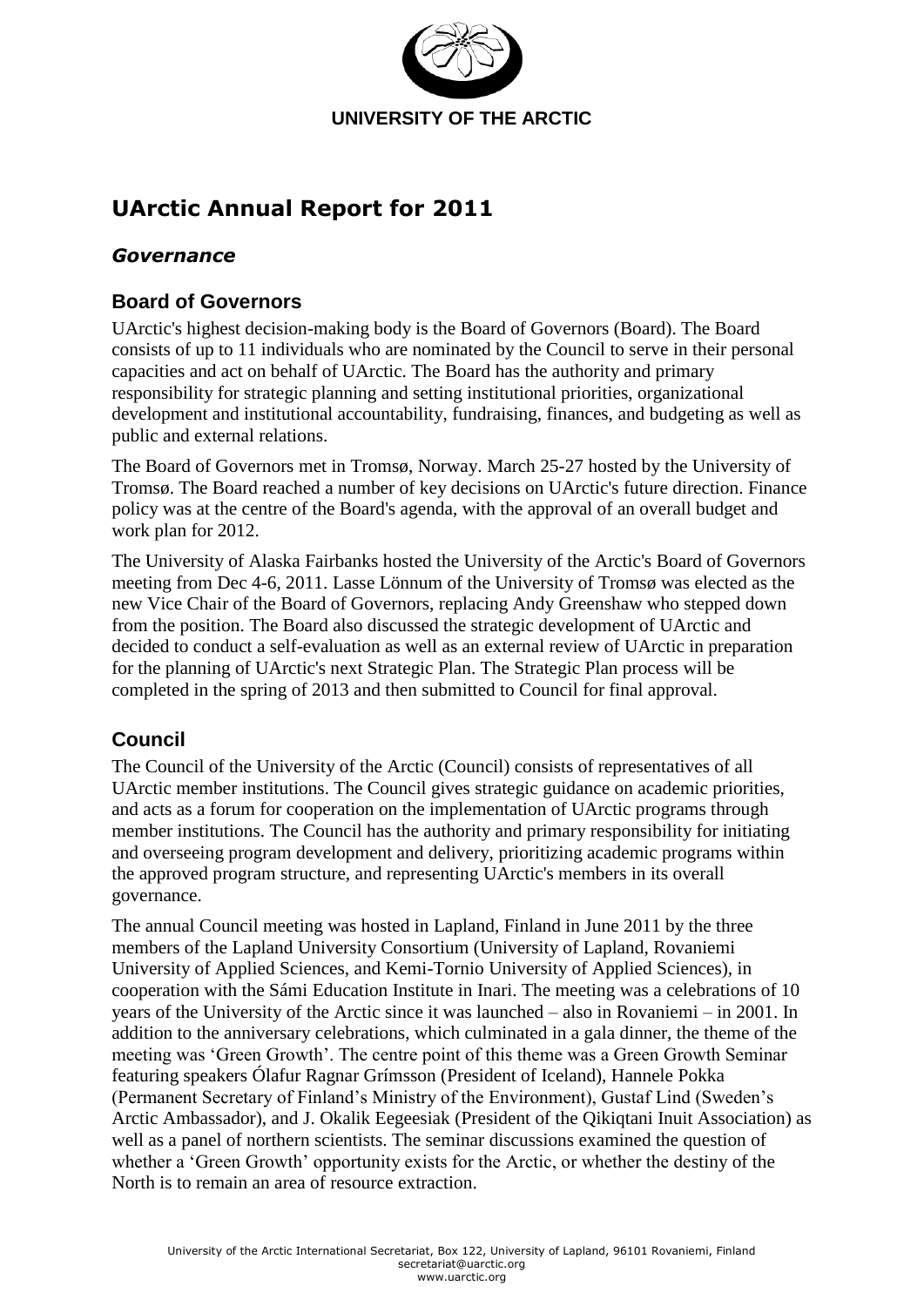UNIVERSITY OF THE ARCTIC

# UArctic Annual Report for 2011

## *Governance*

### Board of Governors

UArctic's highest decision-making body is the Board of Governors (Board). The Board consists of up to 11 individuals who are nominated by the Council to serve in their personal capacities and act on behalf of UArctic. The Board has the authority and primary responsibility for strategic planning and setting institutional priorities, organizational development and institutional accountability, fundraising, finances, and budgeting as well as public and external relations.

The Board of Governors met in Tromsø, Norway. March 25-27 hosted by the University of Tromsø. The Board reached a number of key decisions on UArctic's future direction. Finance policy was at the centre of the Board's agenda, with the approval of an overall budget and work plan for 2012.

The University of Alaska Fairbanks hosted the University of the Arctic's Board of Governors meeting from Dec 4-6, 2011. Lasse Lönnum of the University of Tromsø was elected as the new Vice Chair of the Board of Governors, replacing Andy Greenshaw who stepped down from the position. The Board also discussed the strategic development of UArctic and decided to conduct a self-evaluation as well as an external review of UArctic in preparation for the planning of UArctic's next Strategic Plan. The Strategic Plan process will be completed in the spring of 2013 and then submitted to Council for final approval.

### Council

The Council of the University of the Arctic (Council) consists of representatives of all UArctic member institutions. The Council gives strategic guidance on academic priorities, and acts as a forum for cooperation on the implementation of UArctic programs through member institutions. The Council has the authority and primary responsibility for initiating and overseeing program development and delivery, prioritizing academic programs within the approved program structure, and representing UArctic's members in its overall governance.

The annual Council meeting was hosted in Lapland, Finland in June 2011 by the three members of the Lapland University Consortium (University of Lapland, Rovaniemi University of Applied Sciences, and Kemi-Tornio University of Applied Sciences), in cooperation with the Sámi Education Institute in Inari. The meeting was a celebrations of 10 years of the University of the Arctic since it was launched – also in Rovaniemi – in 2001. In addition to the anniversary celebrations, which culminated in a gala dinner, the theme of the meeting was 'Green Growth'. The centre point of this theme was a Green Growth Seminar featuring speakers Ólafur Ragnar Grímsson (President of Iceland), Hannele Pokka (Permanent Secretary of Finland's Ministry of the Environment), Gustaf Lind (Sweden's Arctic Ambassador), and J. Okalik Eegeesiak (President of the Qikiqtani Inuit Association) as well as a panel of northern scientists. The seminar discussions examined the question of whether a 'Green Growth' opportunity exists for the Arctic, or whether the destiny of the North is to remain an area of resource extraction.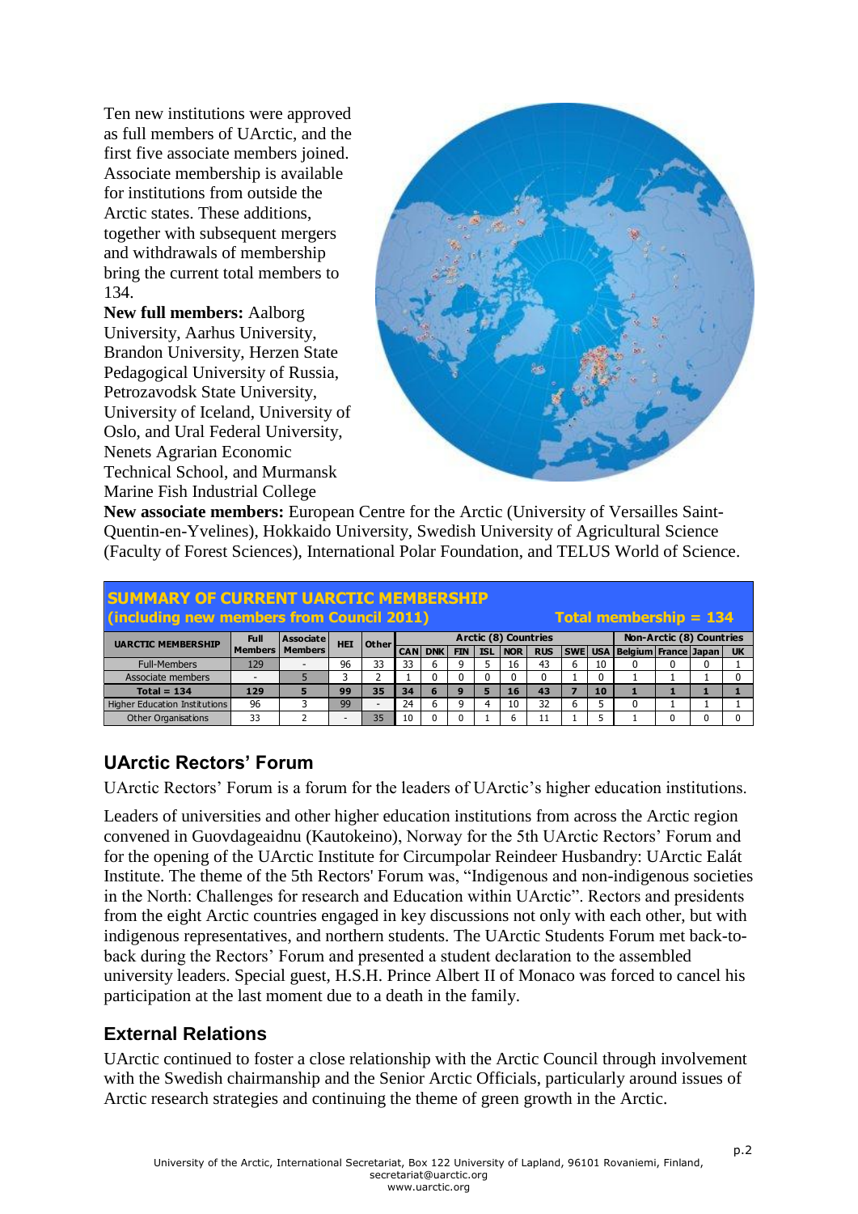Ten new institutions were approved as full members of UArctic, and the first five associate members joined. Associate membership is available for institutions from outside the Arctic states. These additions, together with subsequent mergers and withdrawals of membership bring the current total members to 134.

**New full members:** Aalborg University, Aarhus University, Brandon University, Herzen State Pedagogical University of Russia, Petrozavodsk State University, University of Iceland, University of Oslo, and Ural Federal University, Nenets Agrarian Economic Technical School, and Murmansk Marine Fish Industrial College

**New associate members:** European Centre for the Arctic (University of Versailles Saint-Quentin-en-Yvelines), Hokkaido University, Swedish University of Agricultural Science (Faculty of Forest Sciences), International Polar Foundation, and TELUS World of Science.

**SUMMARY OF CURRENT UARCTIC MEMBERSHIP (including new members from Council 2011)** — **Total membership = 134**

| UARCTIC MEMBERSHIP | Full Members | Associate Members | HEI | Other | Arctic (8) Countries | | | | | | | | Non-Arctic (8) Countries | | | |
|---|---|---|---|---|---|---|---|---|---|---|---|---|---|---|---|---|
| | | | | | CAN | DNK | FIN | ISL | NOR | RUS | SWE | USA | Belgium | France | Japan | UK |
| Full-Members | 129 | - | 96 | 33 | 33 | 6 | 9 | 5 | 16 | 43 | 6 | 10 | 0 | 0 | 0 | 1 |
| Associate members | - | 5 | 3 | 2 | 1 | 0 | 0 | 0 | 0 | 0 | 1 | 0 | 1 | 1 | 1 | 0 |
| **Total = 134** | **129** | **5** | **99** | **35** | **34** | **6** | **9** | **5** | **16** | **43** | **7** | **10** | **1** | **1** | **1** | **1** |
| Higher Education Institutions | 96 | 3 | 99 | - | 24 | 6 | 9 | 4 | 10 | 32 | 6 | 5 | 0 | 1 | 1 | 1 |
| Other Organisations | 33 | 2 | - | 35 | 10 | 0 | 0 | 1 | 6 | 11 | 1 | 5 | 1 | 0 | 0 | 0 |

## UArctic Rectors' Forum

UArctic Rectors' Forum is a forum for the leaders of UArctic's higher education institutions.

Leaders of universities and other higher education institutions from across the Arctic region convened in Guovdageaidnu (Kautokeino), Norway for the 5th UArctic Rectors' Forum and for the opening of the UArctic Institute for Circumpolar Reindeer Husbandry: UArctic Ealát Institute. The theme of the 5th Rectors' Forum was, "Indigenous and non-indigenous societies in the North: Challenges for research and Education within UArctic". Rectors and presidents from the eight Arctic countries engaged in key discussions not only with each other, but with indigenous representatives, and northern students. The UArctic Students Forum met back-to-back during the Rectors' Forum and presented a student declaration to the assembled university leaders. Special guest, H.S.H. Prince Albert II of Monaco was forced to cancel his participation at the last moment due to a death in the family.

## External Relations

UArctic continued to foster a close relationship with the Arctic Council through involvement with the Swedish chairmanship and the Senior Arctic Officials, particularly around issues of Arctic research strategies and continuing the theme of green growth in the Arctic.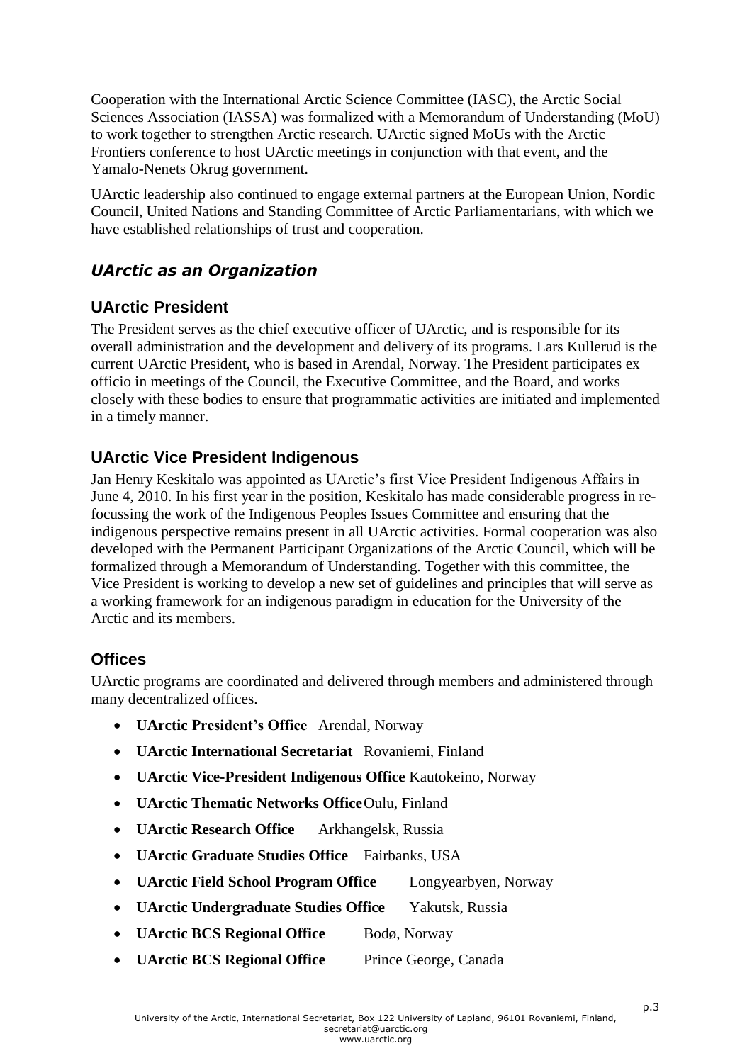Cooperation with the International Arctic Science Committee (IASC), the Arctic Social Sciences Association (IASSA) was formalized with a Memorandum of Understanding (MoU) to work together to strengthen Arctic research. UArctic signed MoUs with the Arctic Frontiers conference to host UArctic meetings in conjunction with that event, and the Yamalo-Nenets Okrug government.

UArctic leadership also continued to engage external partners at the European Union, Nordic Council, United Nations and Standing Committee of Arctic Parliamentarians, with which we have established relationships of trust and cooperation.

## *UArctic as an Organization*

### UArctic President

The President serves as the chief executive officer of UArctic, and is responsible for its overall administration and the development and delivery of its programs. Lars Kullerud is the current UArctic President, who is based in Arendal, Norway. The President participates ex officio in meetings of the Council, the Executive Committee, and the Board, and works closely with these bodies to ensure that programmatic activities are initiated and implemented in a timely manner.

### UArctic Vice President Indigenous

Jan Henry Keskitalo was appointed as UArctic's first Vice President Indigenous Affairs in June 4, 2010. In his first year in the position, Keskitalo has made considerable progress in re-focussing the work of the Indigenous Peoples Issues Committee and ensuring that the indigenous perspective remains present in all UArctic activities. Formal cooperation was also developed with the Permanent Participant Organizations of the Arctic Council, which will be formalized through a Memorandum of Understanding. Together with this committee, the Vice President is working to develop a new set of guidelines and principles that will serve as a working framework for an indigenous paradigm in education for the University of the Arctic and its members.

### Offices

UArctic programs are coordinated and delivered through members and administered through many decentralized offices.

- **UArctic President's Office** Arendal, Norway
- **UArctic International Secretariat** Rovaniemi, Finland
- **UArctic Vice-President Indigenous Office** Kautokeino, Norway
- **UArctic Thematic Networks Office** Oulu, Finland
- **UArctic Research Office** Arkhangelsk, Russia
- **UArctic Graduate Studies Office** Fairbanks, USA
- **UArctic Field School Program Office** Longyearbyen, Norway
- **UArctic Undergraduate Studies Office** Yakutsk, Russia
- **UArctic BCS Regional Office** Bodø, Norway
- **UArctic BCS Regional Office** Prince George, Canada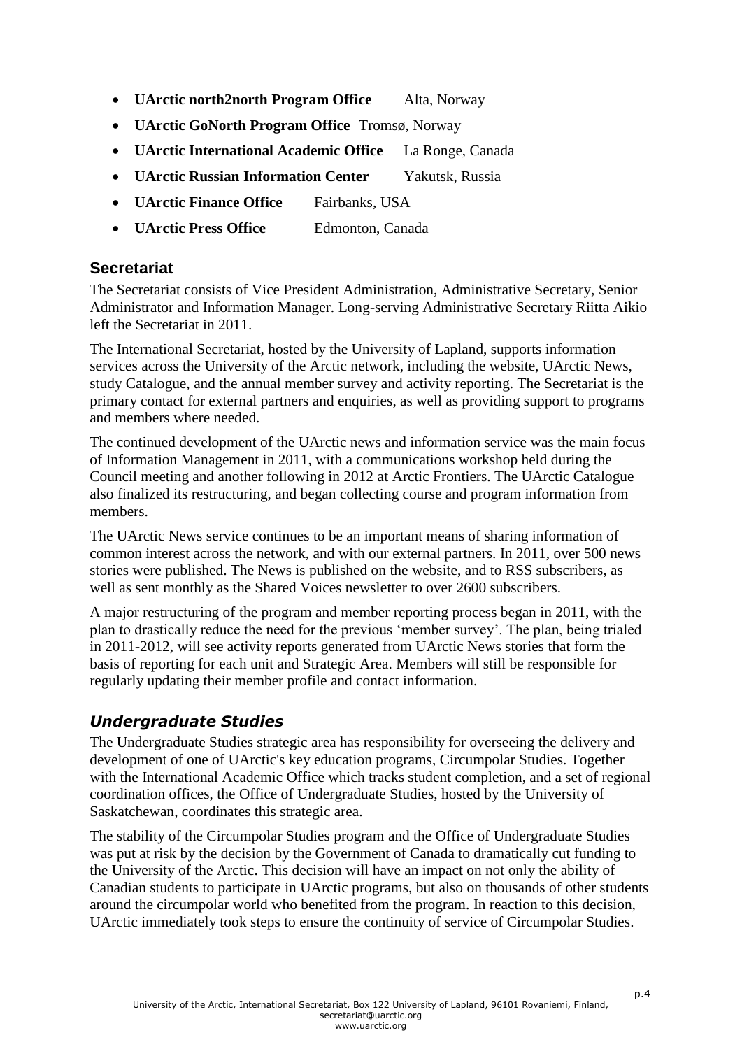- **UArctic north2north Program Office** Alta, Norway
- **UArctic GoNorth Program Office** Tromsø, Norway
- **UArctic International Academic Office** La Ronge, Canada
- **UArctic Russian Information Center** Yakutsk, Russia
- **UArctic Finance Office** Fairbanks, USA
- **UArctic Press Office** Edmonton, Canada

## Secretariat

The Secretariat consists of Vice President Administration, Administrative Secretary, Senior Administrator and Information Manager. Long-serving Administrative Secretary Riitta Aikio left the Secretariat in 2011.

The International Secretariat, hosted by the University of Lapland, supports information services across the University of the Arctic network, including the website, UArctic News, study Catalogue, and the annual member survey and activity reporting. The Secretariat is the primary contact for external partners and enquiries, as well as providing support to programs and members where needed.

The continued development of the UArctic news and information service was the main focus of Information Management in 2011, with a communications workshop held during the Council meeting and another following in 2012 at Arctic Frontiers. The UArctic Catalogue also finalized its restructuring, and began collecting course and program information from members.

The UArctic News service continues to be an important means of sharing information of common interest across the network, and with our external partners. In 2011, over 500 news stories were published. The News is published on the website, and to RSS subscribers, as well as sent monthly as the Shared Voices newsletter to over 2600 subscribers.

A major restructuring of the program and member reporting process began in 2011, with the plan to drastically reduce the need for the previous 'member survey'. The plan, being trialed in 2011-2012, will see activity reports generated from UArctic News stories that form the basis of reporting for each unit and Strategic Area. Members will still be responsible for regularly updating their member profile and contact information.

### *Undergraduate Studies*

The Undergraduate Studies strategic area has responsibility for overseeing the delivery and development of one of UArctic's key education programs, Circumpolar Studies. Together with the International Academic Office which tracks student completion, and a set of regional coordination offices, the Office of Undergraduate Studies, hosted by the University of Saskatchewan, coordinates this strategic area.

The stability of the Circumpolar Studies program and the Office of Undergraduate Studies was put at risk by the decision by the Government of Canada to dramatically cut funding to the University of the Arctic. This decision will have an impact on not only the ability of Canadian students to participate in UArctic programs, but also on thousands of other students around the circumpolar world who benefited from the program. In reaction to this decision, UArctic immediately took steps to ensure the continuity of service of Circumpolar Studies.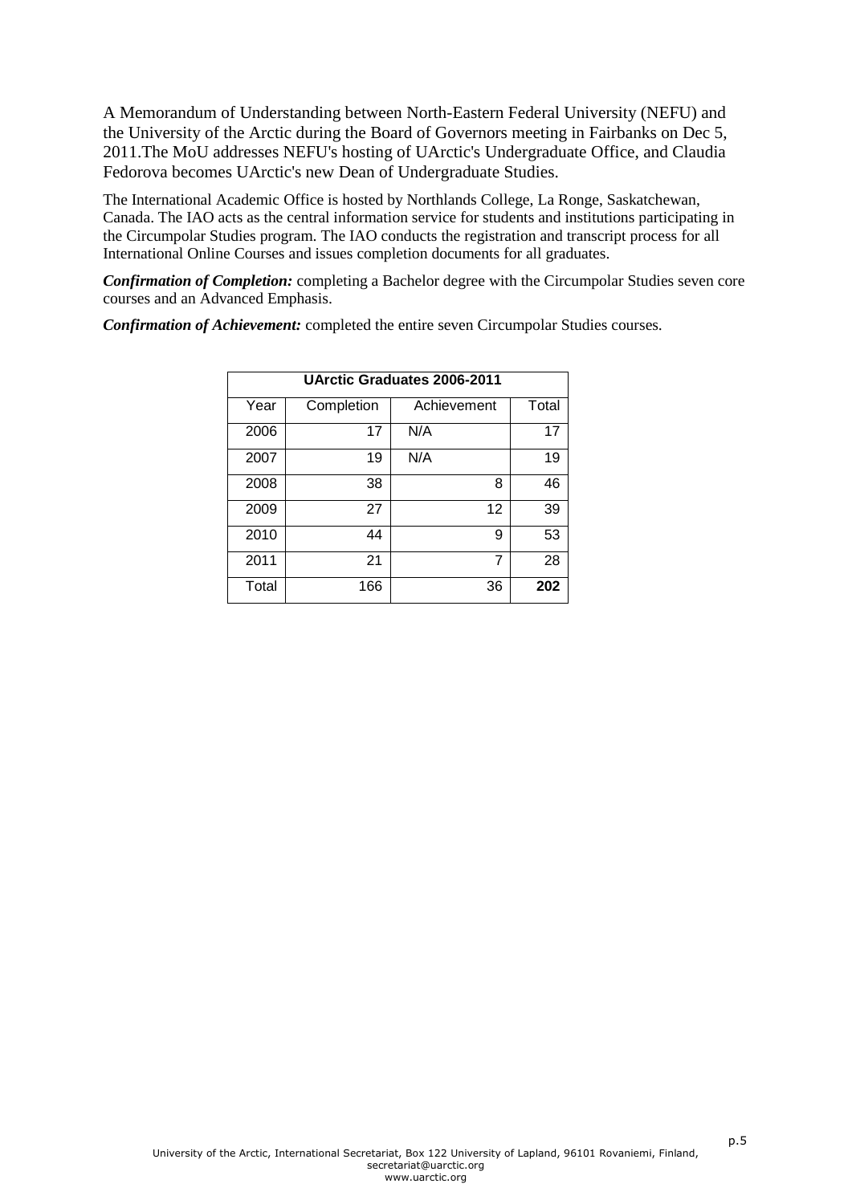A Memorandum of Understanding between North-Eastern Federal University (NEFU) and the University of the Arctic during the Board of Governors meeting in Fairbanks on Dec 5, 2011.The MoU addresses NEFU's hosting of UArctic's Undergraduate Office, and Claudia Fedorova becomes UArctic's new Dean of Undergraduate Studies.

The International Academic Office is hosted by Northlands College, La Ronge, Saskatchewan, Canada. The IAO acts as the central information service for students and institutions participating in the Circumpolar Studies program. The IAO conducts the registration and transcript process for all International Online Courses and issues completion documents for all graduates.

***Confirmation of Completion:*** completing a Bachelor degree with the Circumpolar Studies seven core courses and an Advanced Emphasis.

***Confirmation of Achievement:*** completed the entire seven Circumpolar Studies courses.

| **UArctic Graduates 2006-2011** | | | |
|---|---|---|---|
| Year | Completion | Achievement | Total |
| 2006 | 17 | N/A | 17 |
| 2007 | 19 | N/A | 19 |
| 2008 | 38 | 8 | 46 |
| 2009 | 27 | 12 | 39 |
| 2010 | 44 | 9 | 53 |
| 2011 | 21 | 7 | 28 |
| Total | 166 | 36 | **202** |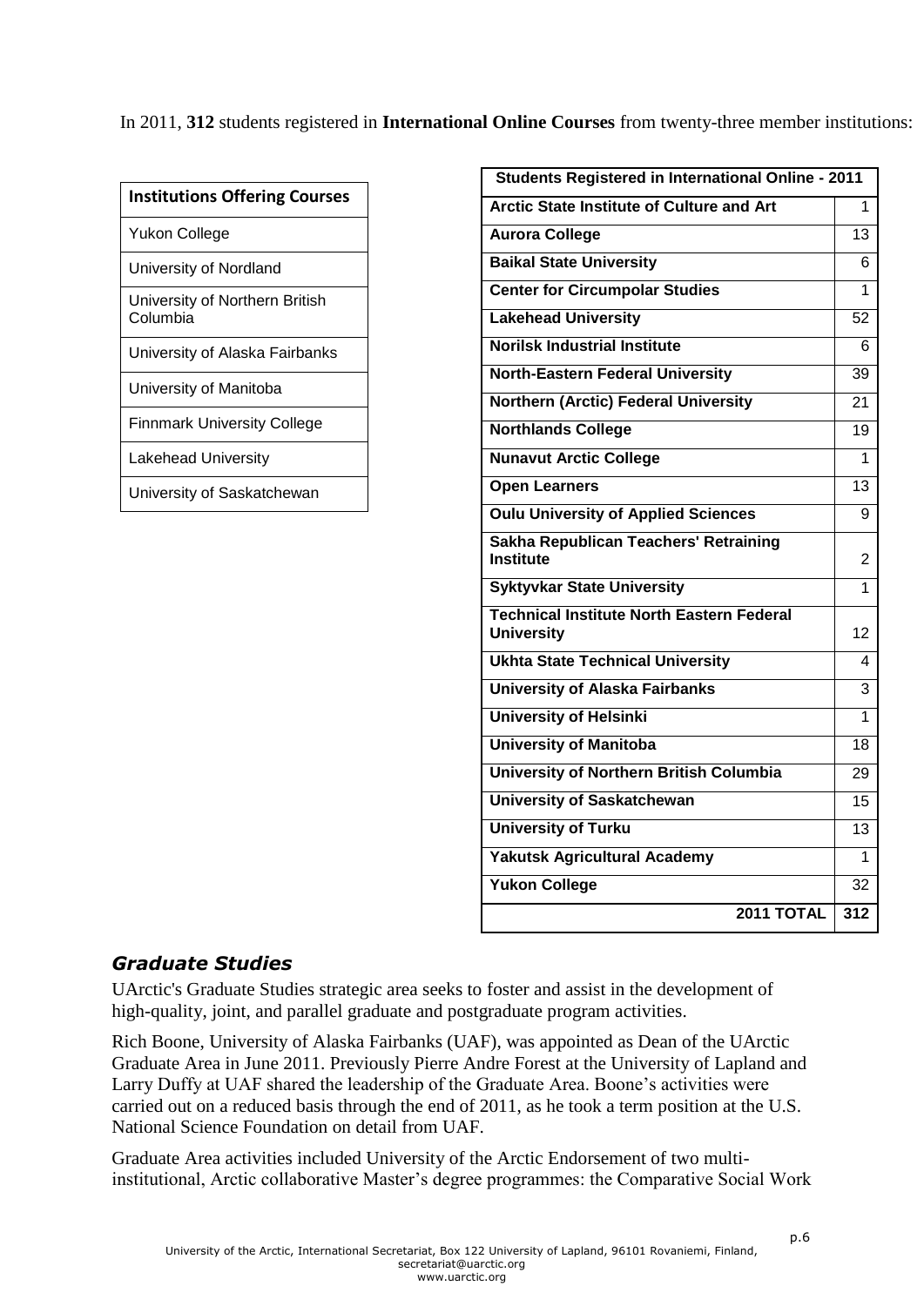In 2011, **312** students registered in **International Online Courses** from twenty-three member institutions:

| Institutions Offering Courses |
|---|
| Yukon College |
| University of Nordland |
| University of Northern British Columbia |
| University of Alaska Fairbanks |
| University of Manitoba |
| Finnmark University College |
| Lakehead University |
| University of Saskatchewan |

| Students Registered in International Online - 2011 | |
|---|---|
| **Arctic State Institute of Culture and Art** | 1 |
| **Aurora College** | 13 |
| **Baikal State University** | 6 |
| **Center for Circumpolar Studies** | 1 |
| **Lakehead University** | 52 |
| **Norilsk Industrial Institute** | 6 |
| **North-Eastern Federal University** | 39 |
| **Northern (Arctic) Federal University** | 21 |
| **Northlands College** | 19 |
| **Nunavut Arctic College** | 1 |
| **Open Learners** | 13 |
| **Oulu University of Applied Sciences** | 9 |
| **Sakha Republican Teachers' Retraining Institute** | 2 |
| **Syktyvkar State University** | 1 |
| **Technical Institute North Eastern Federal University** | 12 |
| **Ukhta State Technical University** | 4 |
| **University of Alaska Fairbanks** | 3 |
| **University of Helsinki** | 1 |
| **University of Manitoba** | 18 |
| **University of Northern British Columbia** | 29 |
| **University of Saskatchewan** | 15 |
| **University of Turku** | 13 |
| **Yakutsk Agricultural Academy** | 1 |
| **Yukon College** | 32 |
| **2011 TOTAL** | **312** |

## *Graduate Studies*

UArctic's Graduate Studies strategic area seeks to foster and assist in the development of high-quality, joint, and parallel graduate and postgraduate program activities.

Rich Boone, University of Alaska Fairbanks (UAF), was appointed as Dean of the UArctic Graduate Area in June 2011. Previously Pierre Andre Forest at the University of Lapland and Larry Duffy at UAF shared the leadership of the Graduate Area. Boone's activities were carried out on a reduced basis through the end of 2011, as he took a term position at the U.S. National Science Foundation on detail from UAF.

Graduate Area activities included University of the Arctic Endorsement of two multi-institutional, Arctic collaborative Master's degree programmes: the Comparative Social Work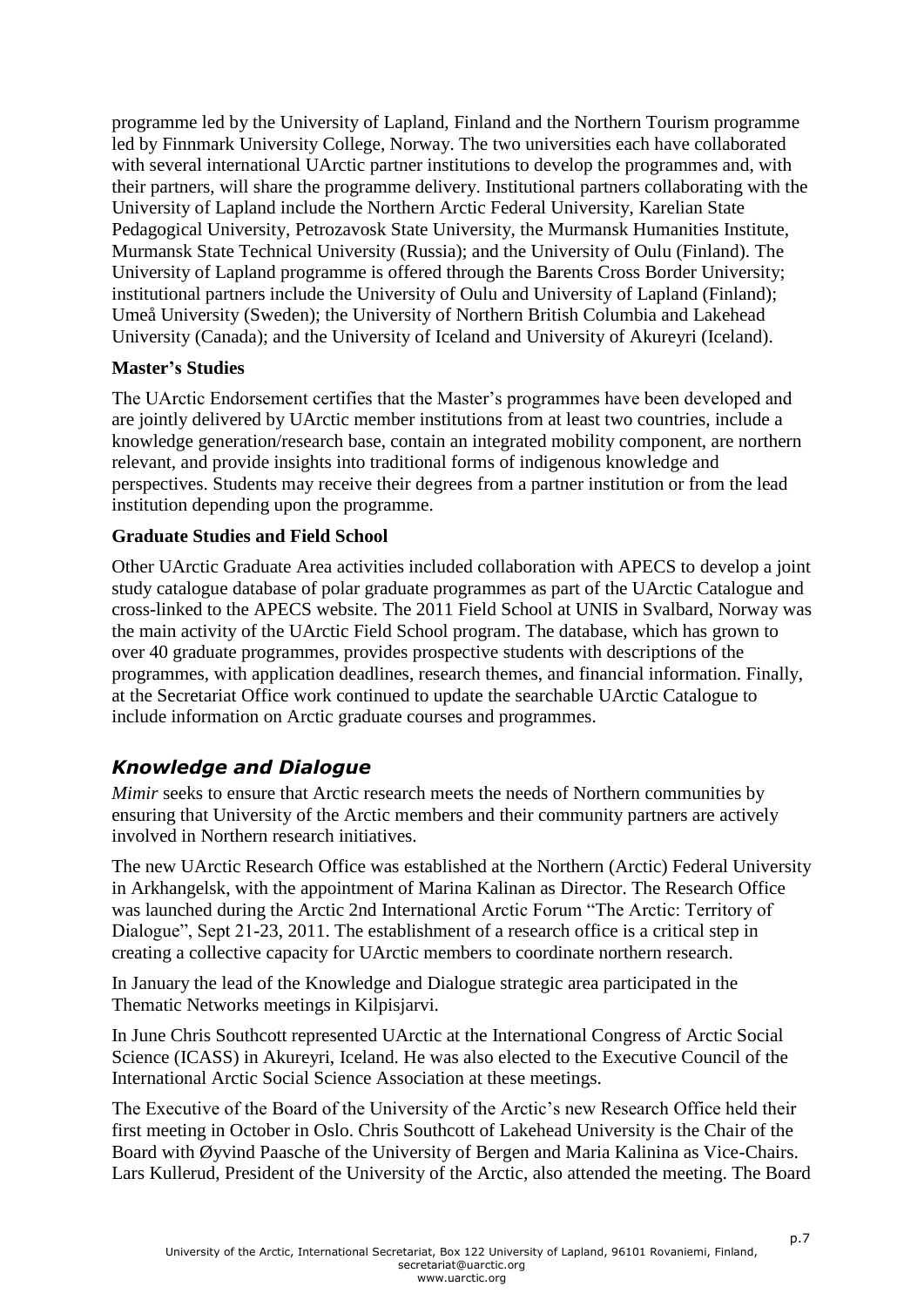programme led by the University of Lapland, Finland and the Northern Tourism programme led by Finnmark University College, Norway. The two universities each have collaborated with several international UArctic partner institutions to develop the programmes and, with their partners, will share the programme delivery. Institutional partners collaborating with the University of Lapland include the Northern Arctic Federal University, Karelian State Pedagogical University, Petrozavosk State University, the Murmansk Humanities Institute, Murmansk State Technical University (Russia); and the University of Oulu (Finland). The University of Lapland programme is offered through the Barents Cross Border University; institutional partners include the University of Oulu and University of Lapland (Finland); Umeå University (Sweden); the University of Northern British Columbia and Lakehead University (Canada); and the University of Iceland and University of Akureyri (Iceland).

**Master's Studies**

The UArctic Endorsement certifies that the Master's programmes have been developed and are jointly delivered by UArctic member institutions from at least two countries, include a knowledge generation/research base, contain an integrated mobility component, are northern relevant, and provide insights into traditional forms of indigenous knowledge and perspectives. Students may receive their degrees from a partner institution or from the lead institution depending upon the programme.

**Graduate Studies and Field School**

Other UArctic Graduate Area activities included collaboration with APECS to develop a joint study catalogue database of polar graduate programmes as part of the UArctic Catalogue and cross-linked to the APECS website. The 2011 Field School at UNIS in Svalbard, Norway was the main activity of the UArctic Field School program. The database, which has grown to over 40 graduate programmes, provides prospective students with descriptions of the programmes, with application deadlines, research themes, and financial information. Finally, at the Secretariat Office work continued to update the searchable UArctic Catalogue to include information on Arctic graduate courses and programmes.

## *Knowledge and Dialogue*

*Mimir* seeks to ensure that Arctic research meets the needs of Northern communities by ensuring that University of the Arctic members and their community partners are actively involved in Northern research initiatives.

The new UArctic Research Office was established at the Northern (Arctic) Federal University in Arkhangelsk, with the appointment of Marina Kalinan as Director. The Research Office was launched during the Arctic 2nd International Arctic Forum "The Arctic: Territory of Dialogue", Sept 21-23, 2011. The establishment of a research office is a critical step in creating a collective capacity for UArctic members to coordinate northern research.

In January the lead of the Knowledge and Dialogue strategic area participated in the Thematic Networks meetings in Kilpisjarvi.

In June Chris Southcott represented UArctic at the International Congress of Arctic Social Science (ICASS) in Akureyri, Iceland. He was also elected to the Executive Council of the International Arctic Social Science Association at these meetings.

The Executive of the Board of the University of the Arctic's new Research Office held their first meeting in October in Oslo. Chris Southcott of Lakehead University is the Chair of the Board with Øyvind Paasche of the University of Bergen and Maria Kalinina as Vice-Chairs. Lars Kullerud, President of the University of the Arctic, also attended the meeting. The Board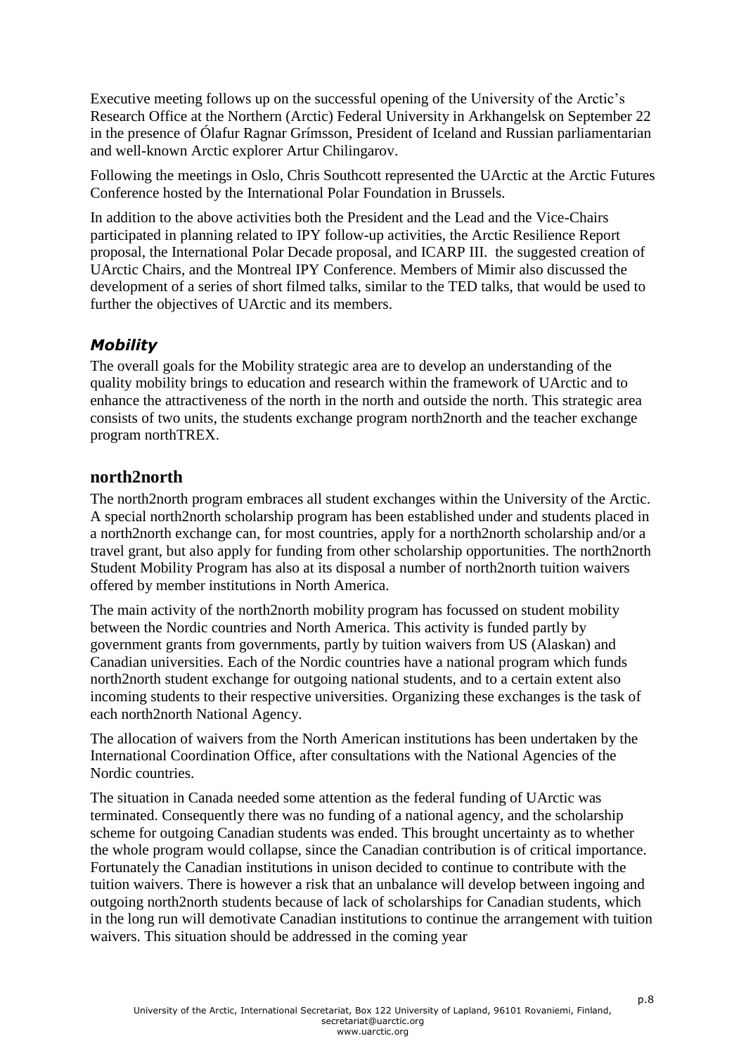Executive meeting follows up on the successful opening of the University of the Arctic's Research Office at the Northern (Arctic) Federal University in Arkhangelsk on September 22 in the presence of Ólafur Ragnar Grímsson, President of Iceland and Russian parliamentarian and well-known Arctic explorer Artur Chilingarov.

Following the meetings in Oslo, Chris Southcott represented the UArctic at the Arctic Futures Conference hosted by the International Polar Foundation in Brussels.

In addition to the above activities both the President and the Lead and the Vice-Chairs participated in planning related to IPY follow-up activities, the Arctic Resilience Report proposal, the International Polar Decade proposal, and ICARP III. the suggested creation of UArctic Chairs, and the Montreal IPY Conference. Members of Mimir also discussed the development of a series of short filmed talks, similar to the TED talks, that would be used to further the objectives of UArctic and its members.

### *Mobility*

The overall goals for the Mobility strategic area are to develop an understanding of the quality mobility brings to education and research within the framework of UArctic and to enhance the attractiveness of the north in the north and outside the north. This strategic area consists of two units, the students exchange program north2north and the teacher exchange program northTREX.

## north2north

The north2north program embraces all student exchanges within the University of the Arctic. A special north2north scholarship program has been established under and students placed in a north2north exchange can, for most countries, apply for a north2north scholarship and/or a travel grant, but also apply for funding from other scholarship opportunities. The north2north Student Mobility Program has also at its disposal a number of north2north tuition waivers offered by member institutions in North America.

The main activity of the north2north mobility program has focussed on student mobility between the Nordic countries and North America. This activity is funded partly by government grants from governments, partly by tuition waivers from US (Alaskan) and Canadian universities. Each of the Nordic countries have a national program which funds north2north student exchange for outgoing national students, and to a certain extent also incoming students to their respective universities. Organizing these exchanges is the task of each north2north National Agency.

The allocation of waivers from the North American institutions has been undertaken by the International Coordination Office, after consultations with the National Agencies of the Nordic countries.

The situation in Canada needed some attention as the federal funding of UArctic was terminated. Consequently there was no funding of a national agency, and the scholarship scheme for outgoing Canadian students was ended. This brought uncertainty as to whether the whole program would collapse, since the Canadian contribution is of critical importance. Fortunately the Canadian institutions in unison decided to continue to contribute with the tuition waivers. There is however a risk that an unbalance will develop between ingoing and outgoing north2north students because of lack of scholarships for Canadian students, which in the long run will demotivate Canadian institutions to continue the arrangement with tuition waivers. This situation should be addressed in the coming year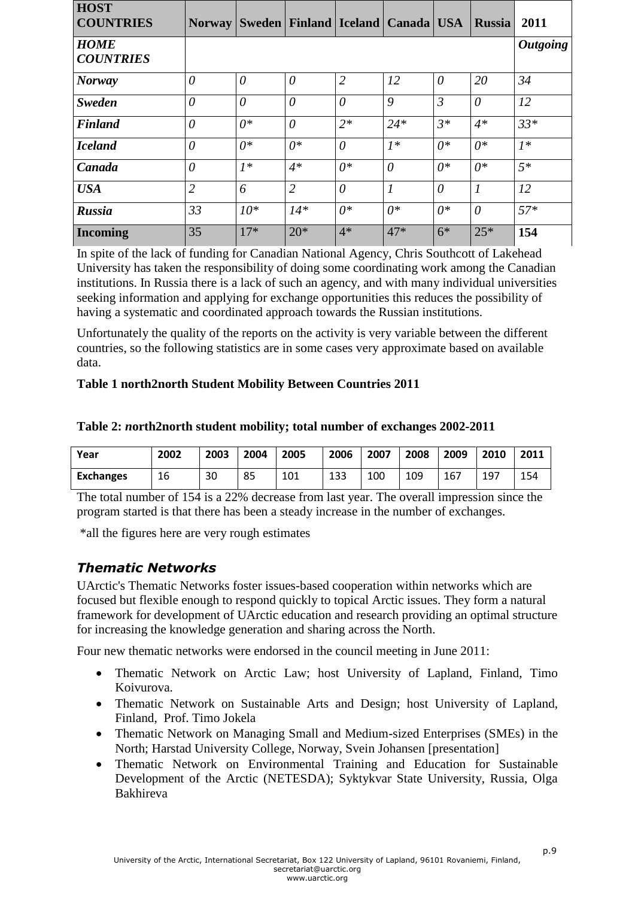| HOST COUNTRIES | Norway | Sweden | Finland | Iceland | Canada | USA | Russia | 2011 |
|---|---|---|---|---|---|---|---|---|
| *HOME COUNTRIES* | | | | | | | | *Outgoing* |
| ***Norway*** | *0* | *0* | *0* | *2* | *12* | *0* | *20* | *34* |
| ***Sweden*** | *0* | *0* | *0* | *0* | *9* | *3* | *0* | *12* |
| ***Finland*** | *0* | *0** | *0* | *2** | *24** | *3** | *4** | *33** |
| ***Iceland*** | *0* | *0** | *0** | *0* | *1** | *0** | *0** | *1** |
| ***Canada*** | *0* | *1** | *4** | *0** | *0* | *0** | *0** | *5** |
| ***USA*** | *2* | *6* | *2* | *0* | *1* | *0* | *1* | *12* |
| ***Russia*** | *33* | *10** | *14** | *0** | *0** | *0** | *0* | *57** |
| **Incoming** | 35 | 17* | 20* | 4* | 47* | 6* | 25* | **154** |

In spite of the lack of funding for Canadian National Agency, Chris Southcott of Lakehead University has taken the responsibility of doing some coordinating work among the Canadian institutions. In Russia there is a lack of such an agency, and with many individual universities seeking information and applying for exchange opportunities this reduces the possibility of having a systematic and coordinated approach towards the Russian institutions.

Unfortunately the quality of the reports on the activity is very variable between the different countries, so the following statistics are in some cases very approximate based on available data.

**Table 1 north2north Student Mobility Between Countries 2011**

**Table 2: *n*orth2north student mobility; total number of exchanges 2002-2011**

| Year | 2002 | 2003 | 2004 | 2005 | 2006 | 2007 | 2008 | 2009 | 2010 | 2011 |
|---|---|---|---|---|---|---|---|---|---|---|
| Exchanges | 16 | 30 | 85 | 101 | 133 | 100 | 109 | 167 | 197 | 154 |

The total number of 154 is a 22% decrease from last year. The overall impression since the program started is that there has been a steady increase in the number of exchanges.

*all the figures here are very rough estimates

### *Thematic Networks*

UArctic's Thematic Networks foster issues-based cooperation within networks which are focused but flexible enough to respond quickly to topical Arctic issues. They form a natural framework for development of UArctic education and research providing an optimal structure for increasing the knowledge generation and sharing across the North.

Four new thematic networks were endorsed in the council meeting in June 2011:

- Thematic Network on Arctic Law; host University of Lapland, Finland, Timo Koivurova.
- Thematic Network on Sustainable Arts and Design; host University of Lapland, Finland, Prof. Timo Jokela
- Thematic Network on Managing Small and Medium-sized Enterprises (SMEs) in the North; Harstad University College, Norway, Svein Johansen [presentation]
- Thematic Network on Environmental Training and Education for Sustainable Development of the Arctic (NETESDA); Syktykvar State University, Russia, Olga Bakhireva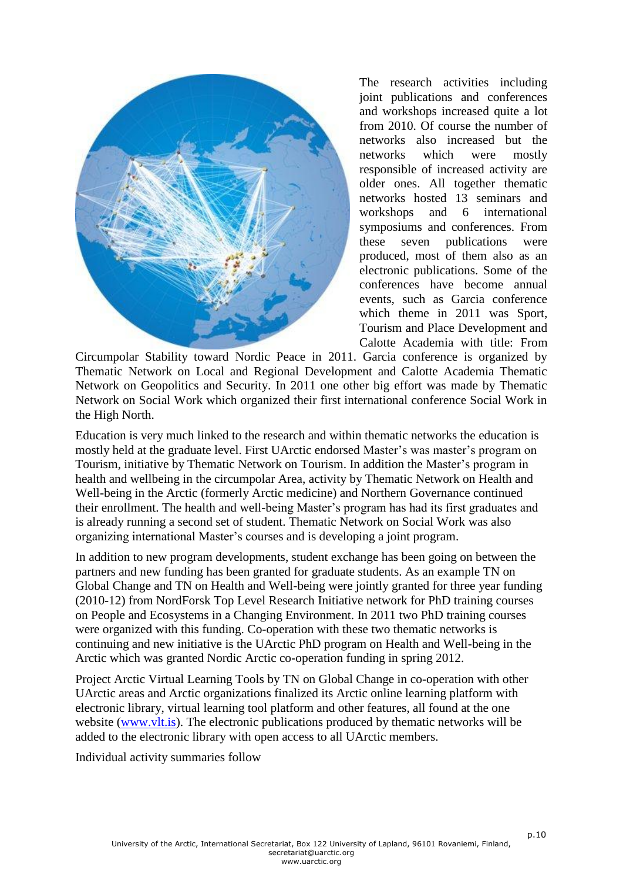The research activities including joint publications and conferences and workshops increased quite a lot from 2010. Of course the number of networks also increased but the networks which were mostly responsible of increased activity are older ones. All together thematic networks hosted 13 seminars and workshops and 6 international symposiums and conferences. From these seven publications were produced, most of them also as an electronic publications. Some of the conferences have become annual events, such as Garcia conference which theme in 2011 was Sport, Tourism and Place Development and Calotte Academia with title: From Circumpolar Stability toward Nordic Peace in 2011. Garcia conference is organized by Thematic Network on Local and Regional Development and Calotte Academia Thematic Network on Geopolitics and Security. In 2011 one other big effort was made by Thematic Network on Social Work which organized their first international conference Social Work in the High North.

Education is very much linked to the research and within thematic networks the education is mostly held at the graduate level. First UArctic endorsed Master's was master's program on Tourism, initiative by Thematic Network on Tourism. In addition the Master's program in health and wellbeing in the circumpolar Area, activity by Thematic Network on Health and Well-being in the Arctic (formerly Arctic medicine) and Northern Governance continued their enrollment. The health and well-being Master's program has had its first graduates and is already running a second set of student. Thematic Network on Social Work was also organizing international Master's courses and is developing a joint program.

In addition to new program developments, student exchange has been going on between the partners and new funding has been granted for graduate students. As an example TN on Global Change and TN on Health and Well-being were jointly granted for three year funding (2010-12) from NordForsk Top Level Research Initiative network for PhD training courses on People and Ecosystems in a Changing Environment. In 2011 two PhD training courses were organized with this funding. Co-operation with these two thematic networks is continuing and new initiative is the UArctic PhD program on Health and Well-being in the Arctic which was granted Nordic Arctic co-operation funding in spring 2012.

Project Arctic Virtual Learning Tools by TN on Global Change in co-operation with other UArctic areas and Arctic organizations finalized its Arctic online learning platform with electronic library, virtual learning tool platform and other features, all found at the one website (www.vlt.is). The electronic publications produced by thematic networks will be added to the electronic library with open access to all UArctic members.

Individual activity summaries follow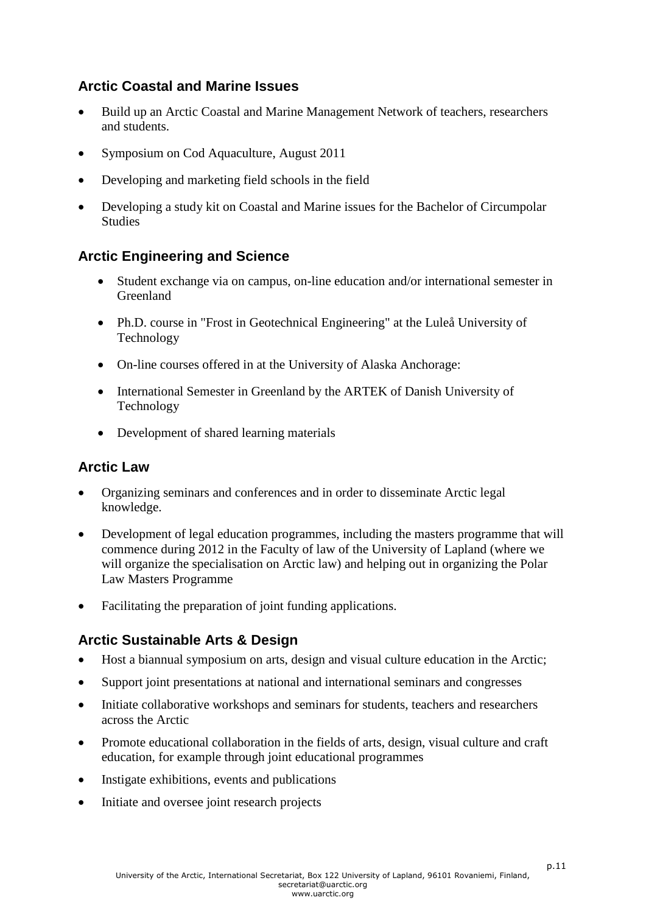## Arctic Coastal and Marine Issues

- Build up an Arctic Coastal and Marine Management Network of teachers, researchers and students.
- Symposium on Cod Aquaculture, August 2011
- Developing and marketing field schools in the field
- Developing a study kit on Coastal and Marine issues for the Bachelor of Circumpolar Studies

## Arctic Engineering and Science

- Student exchange via on campus, on-line education and/or international semester in Greenland
- Ph.D. course in "Frost in Geotechnical Engineering" at the Luleå University of Technology
- On-line courses offered in at the University of Alaska Anchorage:
- International Semester in Greenland by the ARTEK of Danish University of Technology
- Development of shared learning materials

## Arctic Law

- Organizing seminars and conferences and in order to disseminate Arctic legal knowledge.
- Development of legal education programmes, including the masters programme that will commence during 2012 in the Faculty of law of the University of Lapland (where we will organize the specialisation on Arctic law) and helping out in organizing the Polar Law Masters Programme
- Facilitating the preparation of joint funding applications.

## Arctic Sustainable Arts & Design

- Host a biannual symposium on arts, design and visual culture education in the Arctic;
- Support joint presentations at national and international seminars and congresses
- Initiate collaborative workshops and seminars for students, teachers and researchers across the Arctic
- Promote educational collaboration in the fields of arts, design, visual culture and craft education, for example through joint educational programmes
- Instigate exhibitions, events and publications
- Initiate and oversee joint research projects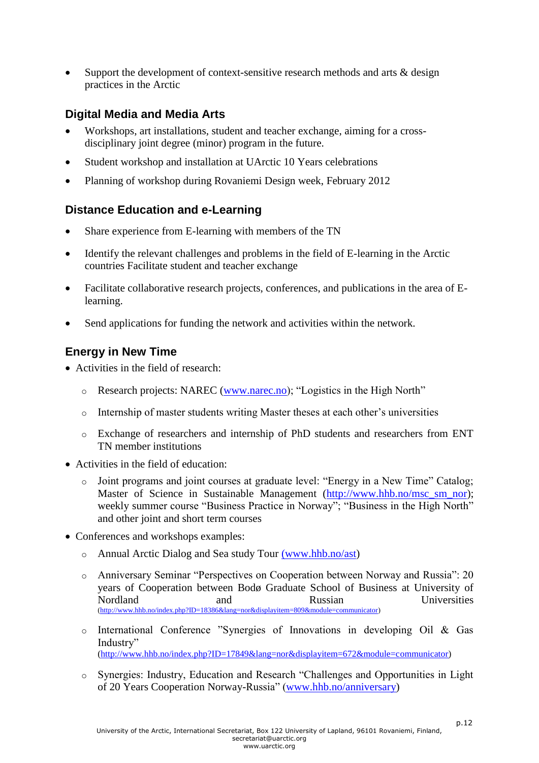- Support the development of context-sensitive research methods and arts & design practices in the Arctic

### Digital Media and Media Arts

- Workshops, art installations, student and teacher exchange, aiming for a cross-disciplinary joint degree (minor) program in the future.
- Student workshop and installation at UArctic 10 Years celebrations
- Planning of workshop during Rovaniemi Design week, February 2012

### Distance Education and e-Learning

- Share experience from E-learning with members of the TN
- Identify the relevant challenges and problems in the field of E-learning in the Arctic countries Facilitate student and teacher exchange
- Facilitate collaborative research projects, conferences, and publications in the area of E-learning.
- Send applications for funding the network and activities within the network.

### Energy in New Time

- Activities in the field of research:
  - Research projects: NAREC (www.narec.no); "Logistics in the High North"
  - Internship of master students writing Master theses at each other's universities
  - Exchange of researchers and internship of PhD students and researchers from ENT TN member institutions
- Activities in the field of education:
  - Joint programs and joint courses at graduate level: "Energy in a New Time" Catalog; Master of Science in Sustainable Management (http://www.hhb.no/msc_sm_nor); weekly summer course "Business Practice in Norway"; "Business in the High North" and other joint and short term courses
- Conferences and workshops examples:
  - Annual Arctic Dialog and Sea study Tour (www.hhb.no/ast)
  - Anniversary Seminar "Perspectives on Cooperation between Norway and Russia": 20 years of Cooperation between Bodø Graduate School of Business at University of Nordland and Russian Universities (http://www.hhb.no/index.php?ID=18386&lang=nor&displayitem=809&module=communicator)
  - International Conference "Synergies of Innovations in developing Oil & Gas Industry" (http://www.hhb.no/index.php?ID=17849&lang=nor&displayitem=672&module=communicator)
  - Synergies: Industry, Education and Research "Challenges and Opportunities in Light of 20 Years Cooperation Norway-Russia" (www.hhb.no/anniversary)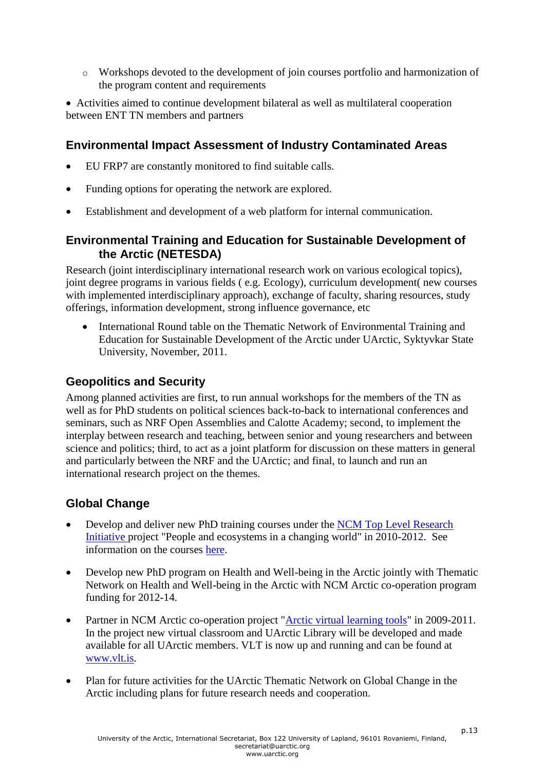- Workshops devoted to the development of join courses portfolio and harmonization of the program content and requirements

- Activities aimed to continue development bilateral as well as multilateral cooperation between ENT TN members and partners

### Environmental Impact Assessment of Industry Contaminated Areas

- EU FRP7 are constantly monitored to find suitable calls.
- Funding options for operating the network are explored.
- Establishment and development of a web platform for internal communication.

### Environmental Training and Education for Sustainable Development of the Arctic (NETESDA)

Research (joint interdisciplinary international research work on various ecological topics), joint degree programs in various fields ( e.g. Ecology), curriculum development( new courses with implemented interdisciplinary approach), exchange of faculty, sharing resources, study offerings, information development, strong influence governance, etc

- International Round table on the Thematic Network of Environmental Training and Education for Sustainable Development of the Arctic under UArctic, Syktyvkar State University, November, 2011.

### Geopolitics and Security

Among planned activities are first, to run annual workshops for the members of the TN as well as for PhD students on political sciences back-to-back to international conferences and seminars, such as NRF Open Assemblies and Calotte Academy; second, to implement the interplay between research and teaching, between senior and young researchers and between science and politics; third, to act as a joint platform for discussion on these matters in general and particularly between the NRF and the UArctic; and final, to launch and run an international research project on the themes.

### Global Change

- Develop and deliver new PhD training courses under the NCM Top Level Research Initiative project "People and ecosystems in a changing world" in 2010-2012. See information on the courses here.
- Develop new PhD program on Health and Well-being in the Arctic jointly with Thematic Network on Health and Well-being in the Arctic with NCM Arctic co-operation program funding for 2012-14.
- Partner in NCM Arctic co-operation project "Arctic virtual learning tools" in 2009-2011. In the project new virtual classroom and UArctic Library will be developed and made available for all UArctic members. VLT is now up and running and can be found at www.vlt.is.
- Plan for future activities for the UArctic Thematic Network on Global Change in the Arctic including plans for future research needs and cooperation.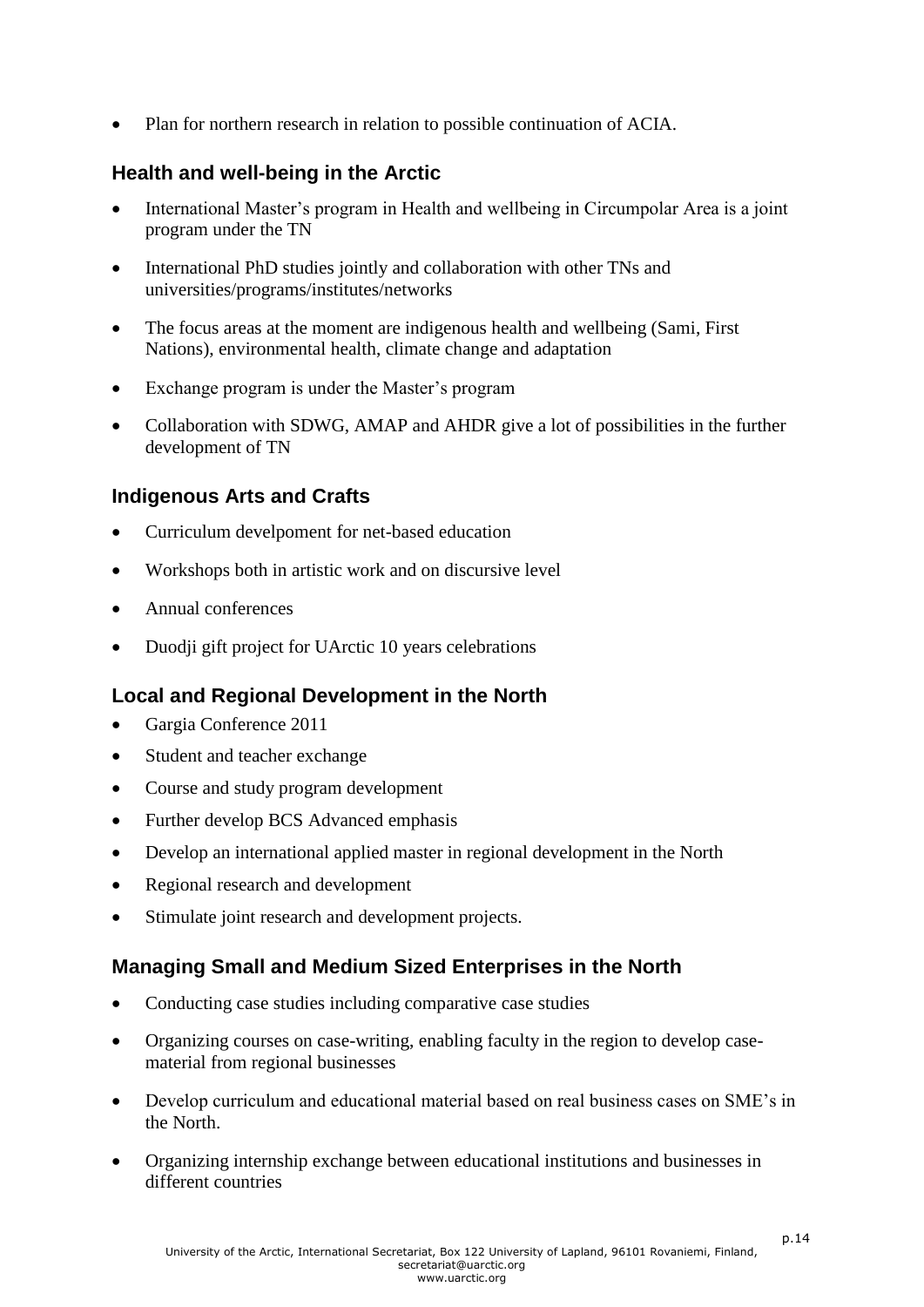- Plan for northern research in relation to possible continuation of ACIA.

### Health and well-being in the Arctic

- International Master's program in Health and wellbeing in Circumpolar Area is a joint program under the TN
- International PhD studies jointly and collaboration with other TNs and universities/programs/institutes/networks
- The focus areas at the moment are indigenous health and wellbeing (Sami, First Nations), environmental health, climate change and adaptation
- Exchange program is under the Master's program
- Collaboration with SDWG, AMAP and AHDR give a lot of possibilities in the further development of TN

### Indigenous Arts and Crafts

- Curriculum develpoment for net-based education
- Workshops both in artistic work and on discursive level
- Annual conferences
- Duodji gift project for UArctic 10 years celebrations

### Local and Regional Development in the North

- Gargia Conference 2011
- Student and teacher exchange
- Course and study program development
- Further develop BCS Advanced emphasis
- Develop an international applied master in regional development in the North
- Regional research and development
- Stimulate joint research and development projects.

### Managing Small and Medium Sized Enterprises in the North

- Conducting case studies including comparative case studies
- Organizing courses on case-writing, enabling faculty in the region to develop case-material from regional businesses
- Develop curriculum and educational material based on real business cases on SME's in the North.
- Organizing internship exchange between educational institutions and businesses in different countries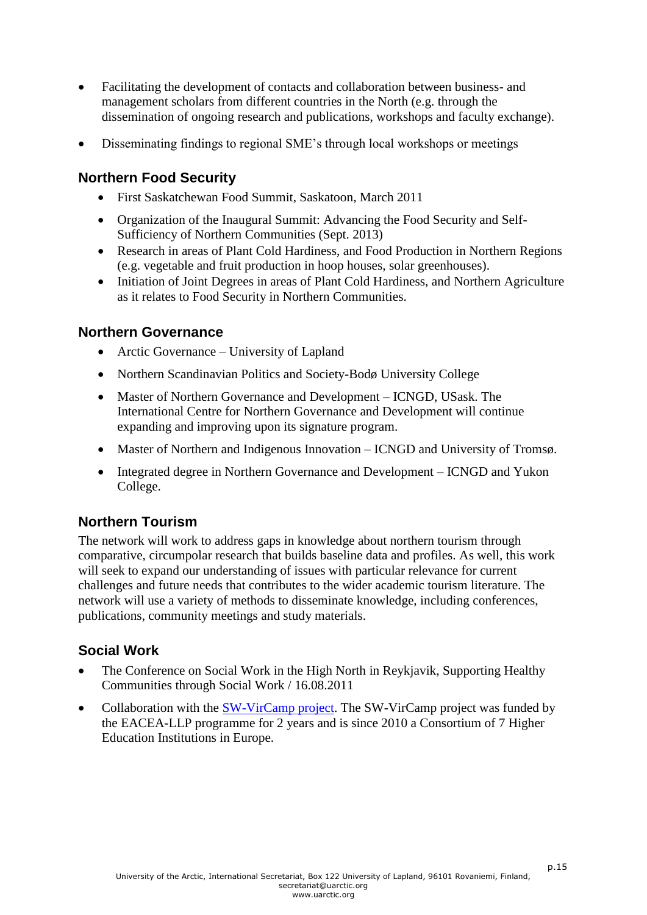- Facilitating the development of contacts and collaboration between business- and management scholars from different countries in the North (e.g. through the dissemination of ongoing research and publications, workshops and faculty exchange).
- Disseminating findings to regional SME's through local workshops or meetings

### Northern Food Security

- First Saskatchewan Food Summit, Saskatoon, March 2011
- Organization of the Inaugural Summit: Advancing the Food Security and Self-Sufficiency of Northern Communities (Sept. 2013)
- Research in areas of Plant Cold Hardiness, and Food Production in Northern Regions (e.g. vegetable and fruit production in hoop houses, solar greenhouses).
- Initiation of Joint Degrees in areas of Plant Cold Hardiness, and Northern Agriculture as it relates to Food Security in Northern Communities.

### Northern Governance

- Arctic Governance – University of Lapland
- Northern Scandinavian Politics and Society-Bodø University College
- Master of Northern Governance and Development – ICNGD, USask. The International Centre for Northern Governance and Development will continue expanding and improving upon its signature program.
- Master of Northern and Indigenous Innovation – ICNGD and University of Tromsø.
- Integrated degree in Northern Governance and Development – ICNGD and Yukon College.

### Northern Tourism

The network will work to address gaps in knowledge about northern tourism through comparative, circumpolar research that builds baseline data and profiles. As well, this work will seek to expand our understanding of issues with particular relevance for current challenges and future needs that contributes to the wider academic tourism literature. The network will use a variety of methods to disseminate knowledge, including conferences, publications, community meetings and study materials.

### Social Work

- The Conference on Social Work in the High North in Reykjavik, Supporting Healthy Communities through Social Work / 16.08.2011
- Collaboration with the SW-VirCamp project. The SW-VirCamp project was funded by the EACEA-LLP programme for 2 years and is since 2010 a Consortium of 7 Higher Education Institutions in Europe.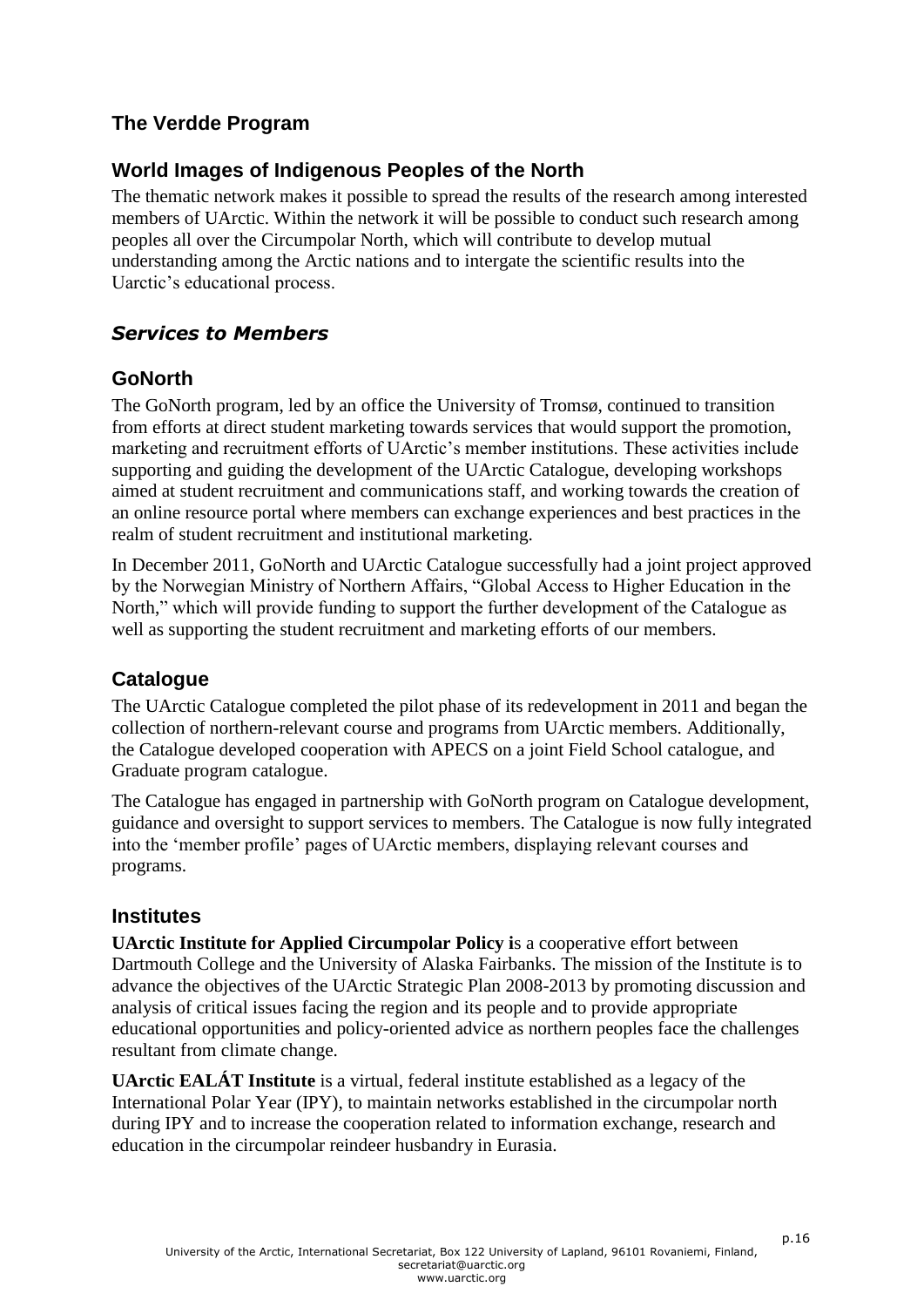### The Verdde Program

### World Images of Indigenous Peoples of the North

The thematic network makes it possible to spread the results of the research among interested members of UArctic. Within the network it will be possible to conduct such research among peoples all over the Circumpolar North, which will contribute to develop mutual understanding among the Arctic nations and to intergate the scientific results into the Uarctic's educational process.

## *Services to Members*

### GoNorth

The GoNorth program, led by an office the University of Tromsø, continued to transition from efforts at direct student marketing towards services that would support the promotion, marketing and recruitment efforts of UArctic's member institutions. These activities include supporting and guiding the development of the UArctic Catalogue, developing workshops aimed at student recruitment and communications staff, and working towards the creation of an online resource portal where members can exchange experiences and best practices in the realm of student recruitment and institutional marketing.

In December 2011, GoNorth and UArctic Catalogue successfully had a joint project approved by the Norwegian Ministry of Northern Affairs, "Global Access to Higher Education in the North," which will provide funding to support the further development of the Catalogue as well as supporting the student recruitment and marketing efforts of our members.

### Catalogue

The UArctic Catalogue completed the pilot phase of its redevelopment in 2011 and began the collection of northern-relevant course and programs from UArctic members. Additionally, the Catalogue developed cooperation with APECS on a joint Field School catalogue, and Graduate program catalogue.

The Catalogue has engaged in partnership with GoNorth program on Catalogue development, guidance and oversight to support services to members. The Catalogue is now fully integrated into the 'member profile' pages of UArctic members, displaying relevant courses and programs.

### Institutes

**UArctic Institute for Applied Circumpolar Policy i**s a cooperative effort between Dartmouth College and the University of Alaska Fairbanks. The mission of the Institute is to advance the objectives of the UArctic Strategic Plan 2008-2013 by promoting discussion and analysis of critical issues facing the region and its people and to provide appropriate educational opportunities and policy-oriented advice as northern peoples face the challenges resultant from climate change.

**UArctic EALÁT Institute** is a virtual, federal institute established as a legacy of the International Polar Year (IPY), to maintain networks established in the circumpolar north during IPY and to increase the cooperation related to information exchange, research and education in the circumpolar reindeer husbandry in Eurasia.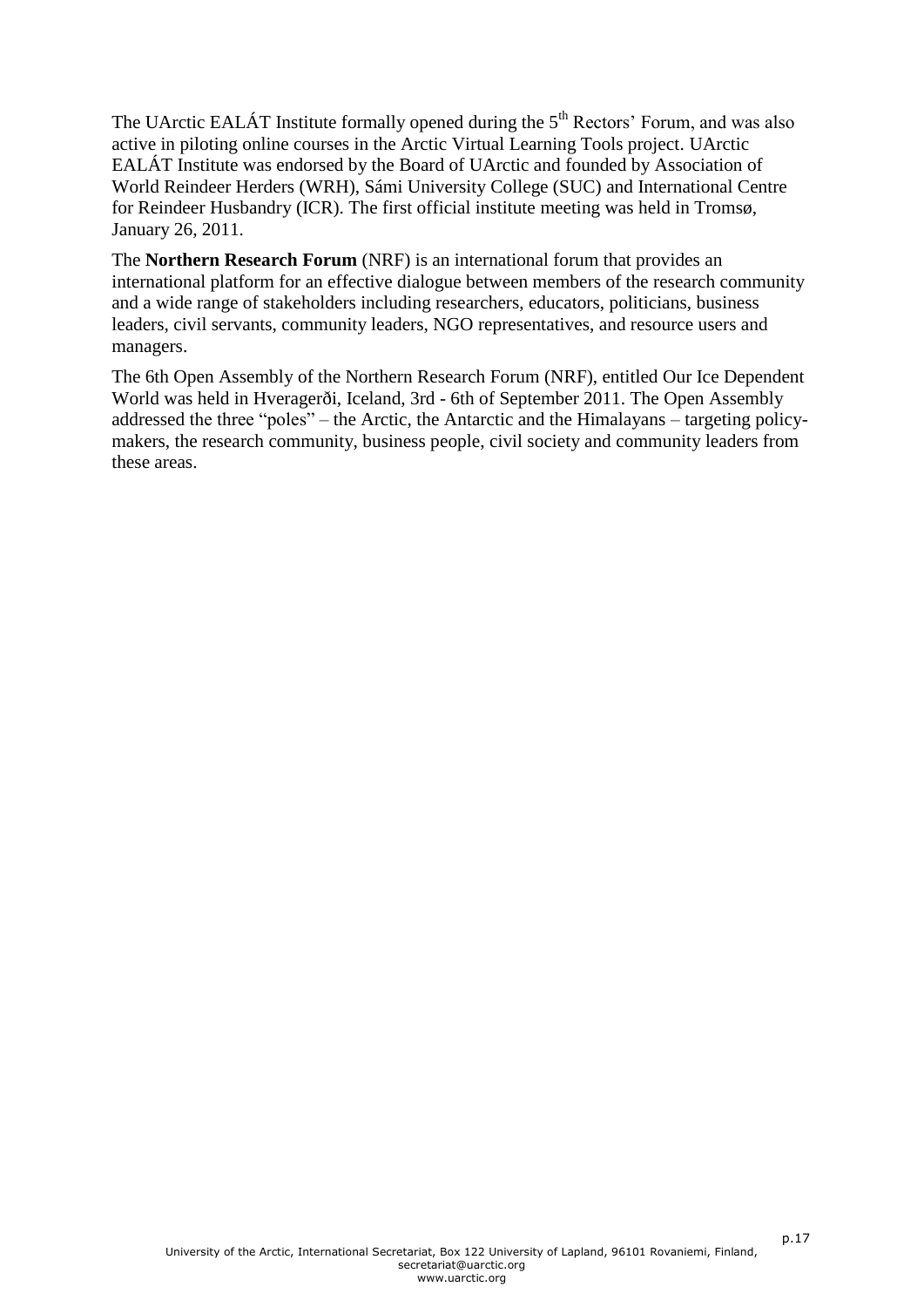The UArctic EALÁT Institute formally opened during the 5th Rectors' Forum, and was also active in piloting online courses in the Arctic Virtual Learning Tools project. UArctic EALÁT Institute was endorsed by the Board of UArctic and founded by Association of World Reindeer Herders (WRH), Sámi University College (SUC) and International Centre for Reindeer Husbandry (ICR). The first official institute meeting was held in Tromsø, January 26, 2011.

The **Northern Research Forum** (NRF) is an international forum that provides an international platform for an effective dialogue between members of the research community and a wide range of stakeholders including researchers, educators, politicians, business leaders, civil servants, community leaders, NGO representatives, and resource users and managers.

The 6th Open Assembly of the Northern Research Forum (NRF), entitled Our Ice Dependent World was held in Hveragerði, Iceland, 3rd - 6th of September 2011. The Open Assembly addressed the three "poles" – the Arctic, the Antarctic and the Himalayans – targeting policy-makers, the research community, business people, civil society and community leaders from these areas.